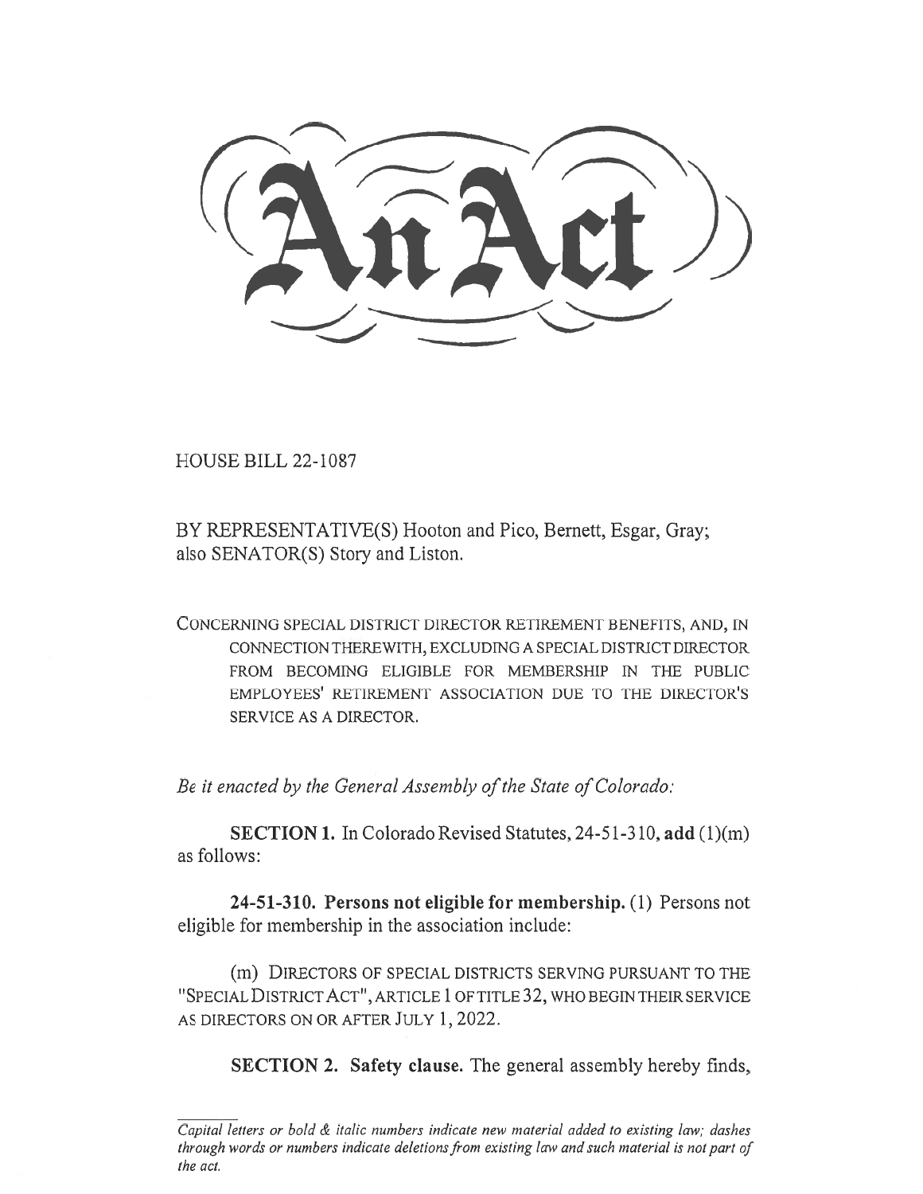# An Act

HOUSE BILL 22-1087

BY REPRESENTATIVE(S) Hooton and Pico, Bernett, Esgar, Gray; also SENATOR(S) Story and Liston.

CONCERNING SPECIAL DISTRICT DIRECTOR RETIREMENT BENEFITS, AND, IN CONNECTION THEREWITH, EXCLUDING A SPECIAL DISTRICT DIRECTOR FROM BECOMING ELIGIBLE FOR MEMBERSHIP IN THE PUBLIC EMPLOYEES' RETIREMENT ASSOCIATION DUE TO THE DIRECTOR'S SERVICE AS A DIRECTOR.

*Be it enacted by the General Assembly of the State of Colorado:*

**SECTION 1.** In Colorado Revised Statutes, 24-51-310, **add** (1)(m) as follows:

**24-51-310. Persons not eligible for membership.** (1) Persons not eligible for membership in the association include:

(m) DIRECTORS OF SPECIAL DISTRICTS SERVING PURSUANT TO THE "SPECIAL DISTRICT ACT", ARTICLE 1 OF TITLE 32, WHO BEGIN THEIR SERVICE AS DIRECTORS ON OR AFTER JULY 1, 2022.

**SECTION 2. Safety clause.** The general assembly hereby finds,

*Capital letters or bold & italic numbers indicate new material added to existing law; dashes through words or numbers indicate deletions from existing law and such material is not part of the act.*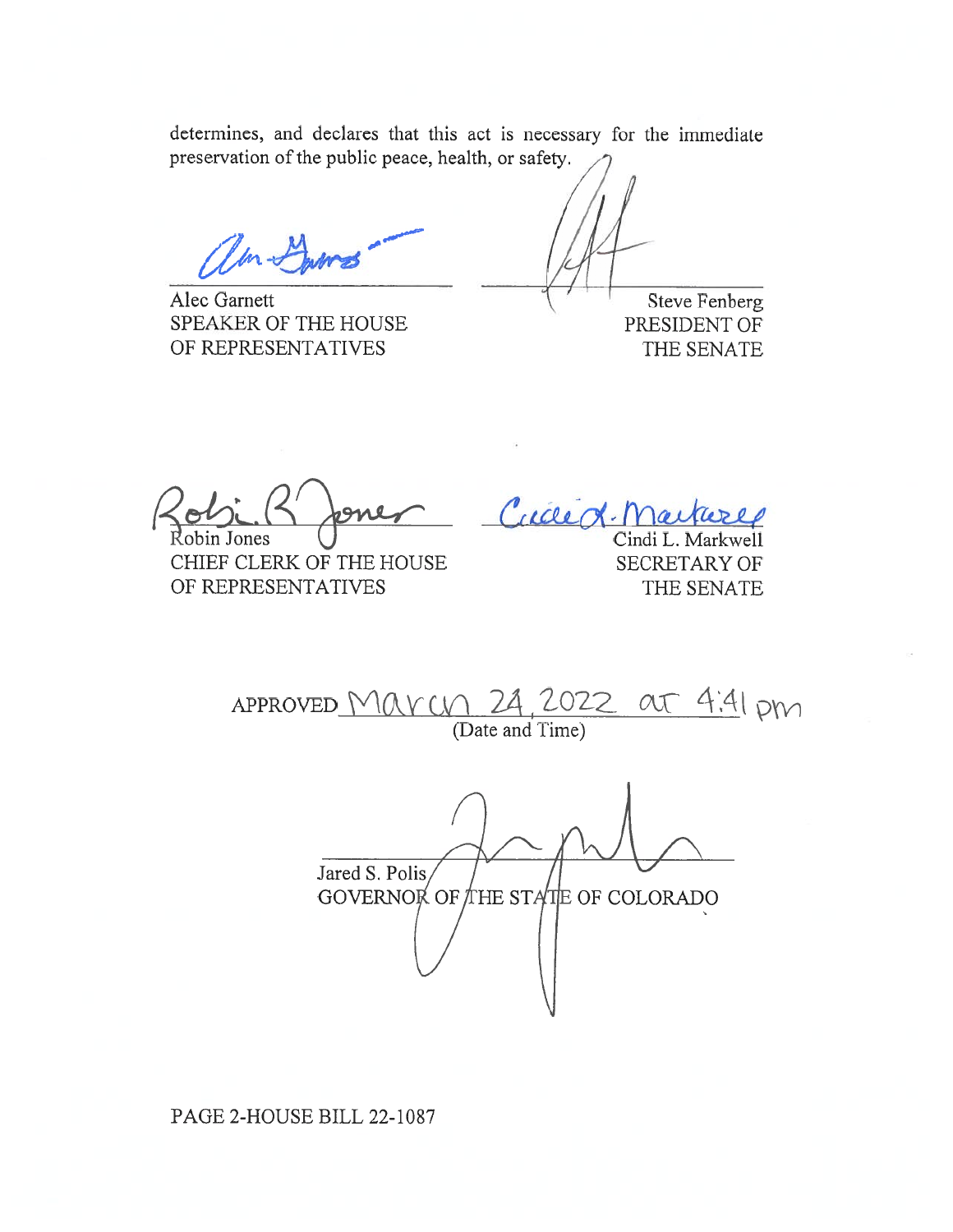determines, and declares that this act is necessary for the immediate preservation of the public peace, health, or safety.

| | |
|---|---|
| Alec Garnett<br>SPEAKER OF THE HOUSE<br>OF REPRESENTATIVES | Steve Fenberg<br>PRESIDENT OF<br>THE SENATE |
| Robin Jones<br>CHIEF CLERK OF THE HOUSE<br>OF REPRESENTATIVES | Cindi L. Markwell<br>SECRETARY OF<br>THE SENATE |

APPROVED March 24, 2022 at 4:41 pm
(Date and Time)

Jared S. Polis
GOVERNOR OF THE STATE OF COLORADO

PAGE 2-HOUSE BILL 22-1087